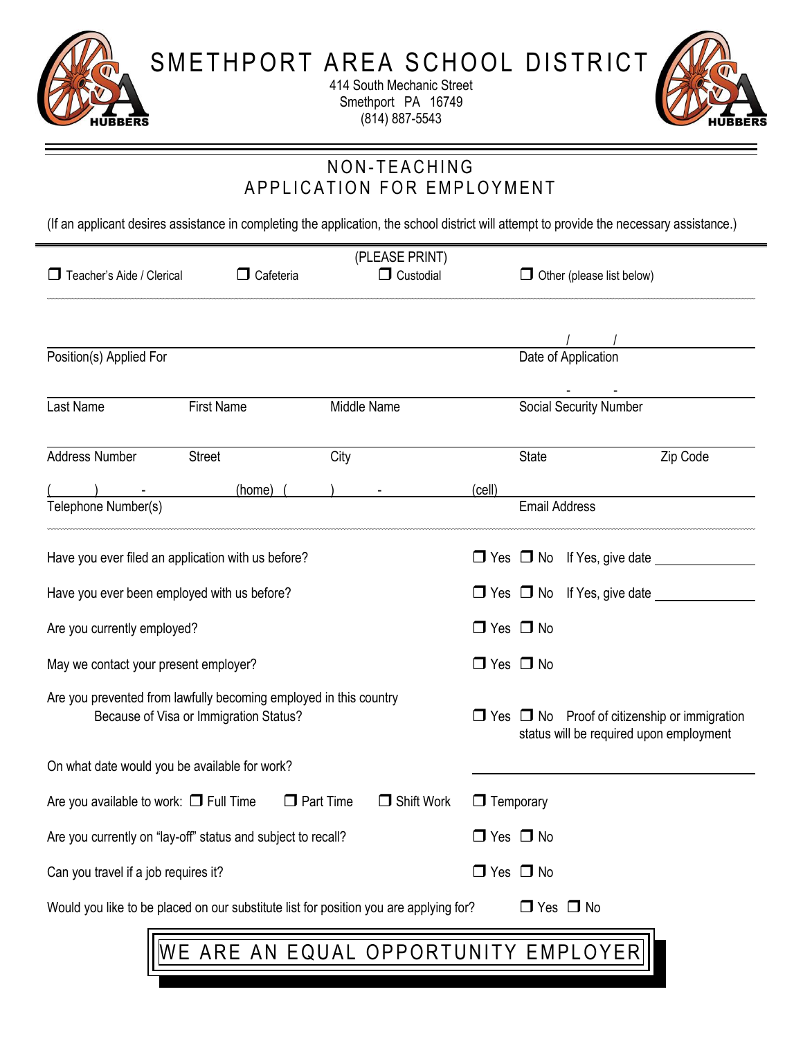# SMETHPORT AREA SCHOOL DISTRICT

414 South Mechanic Street
Smethport PA 16749
(814) 887-5543

## NON-TEACHING
## APPLICATION FOR EMPLOYMENT

(If an applicant desires assistance in completing the application, the school district will attempt to provide the necessary assistance.)

(PLEASE PRINT)

☐ Teacher's Aide / Clerical ☐ Cafeteria ☐ Custodial ☐ Other (please list below)

Position(s) Applied For _______________ Date of Application ___/___/___

Last Name _______ First Name _______ Middle Name _______ Social Security Number ___-___-___

Address Number _______ Street _______ City _______ State _______ Zip Code _______

(____) ____-____ (home) (____) ____-____ (cell)
Telephone Number(s) _______ Email Address _______

Have you ever filed an application with us before? ☐ Yes ☐ No If Yes, give date _______

Have you ever been employed with us before? ☐ Yes ☐ No If Yes, give date _______

Are you currently employed? ☐ Yes ☐ No

May we contact your present employer? ☐ Yes ☐ No

Are you prevented from lawfully becoming employed in this country Because of Visa or Immigration Status? ☐ Yes ☐ No Proof of citizenship or immigration status will be required upon employment

On what date would you be available for work? _______

Are you available to work: ☐ Full Time ☐ Part Time ☐ Shift Work ☐ Temporary

Are you currently on "lay-off" status and subject to recall? ☐ Yes ☐ No

Can you travel if a job requires it? ☐ Yes ☐ No

Would you like to be placed on our substitute list for position you are applying for? ☐ Yes ☐ No

**WE ARE AN EQUAL OPPORTUNITY EMPLOYER**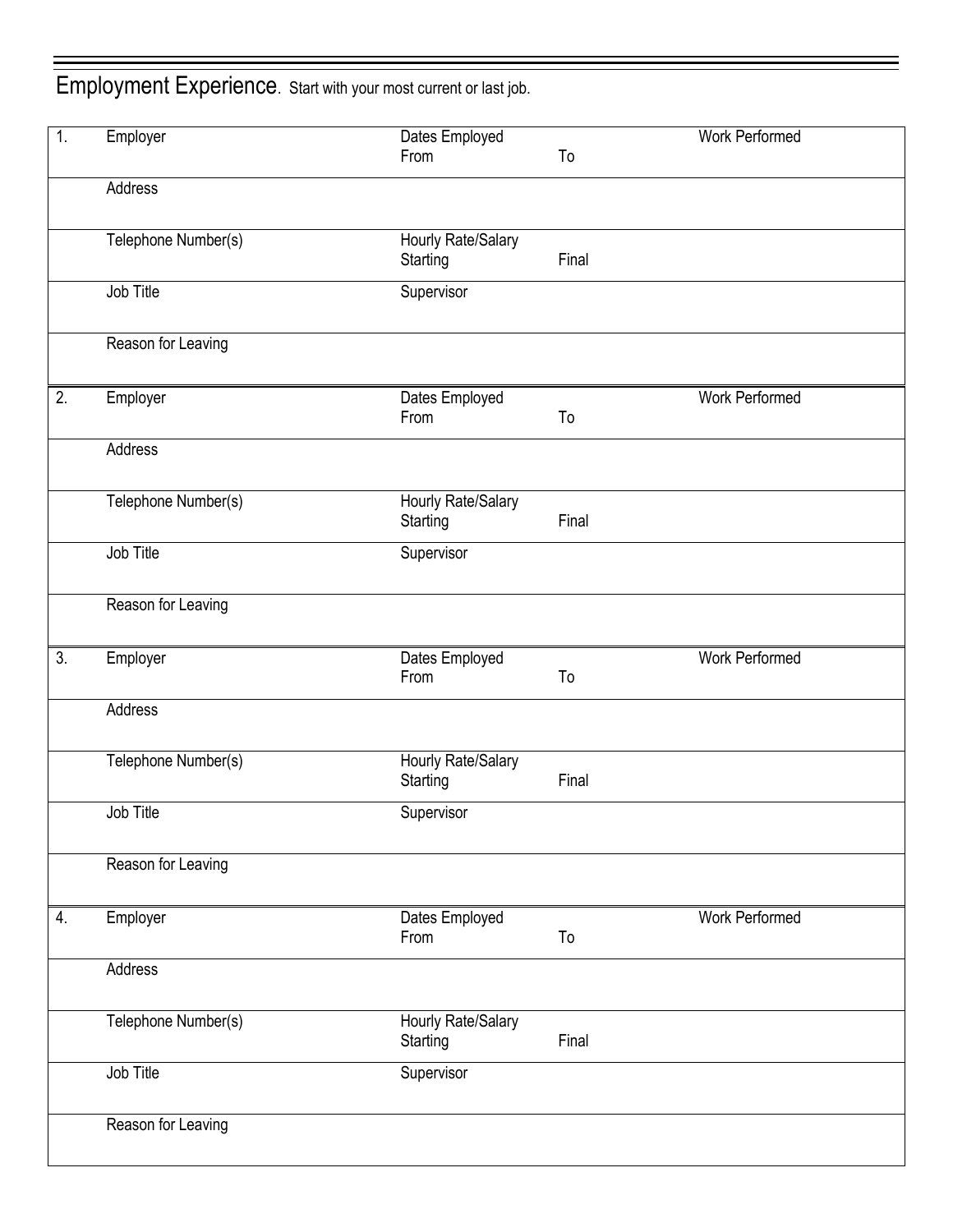## Employment Experience. Start with your most current or last job.

| | | | | |
|---|---|---|---|---|
| 1. | Employer | Dates Employed<br>From | To | Work Performed |
| | Address | | | |
| | Telephone Number(s) | Hourly Rate/Salary<br>Starting | Final | |
| | Job Title | Supervisor | | |
| | Reason for Leaving | | | |
| 2. | Employer | Dates Employed<br>From | To | Work Performed |
| | Address | | | |
| | Telephone Number(s) | Hourly Rate/Salary<br>Starting | Final | |
| | Job Title | Supervisor | | |
| | Reason for Leaving | | | |
| 3. | Employer | Dates Employed<br>From | To | Work Performed |
| | Address | | | |
| | Telephone Number(s) | Hourly Rate/Salary<br>Starting | Final | |
| | Job Title | Supervisor | | |
| | Reason for Leaving | | | |
| 4. | Employer | Dates Employed<br>From | To | Work Performed |
| | Address | | | |
| | Telephone Number(s) | Hourly Rate/Salary<br>Starting | Final | |
| | Job Title | Supervisor | | |
| | Reason for Leaving | | | |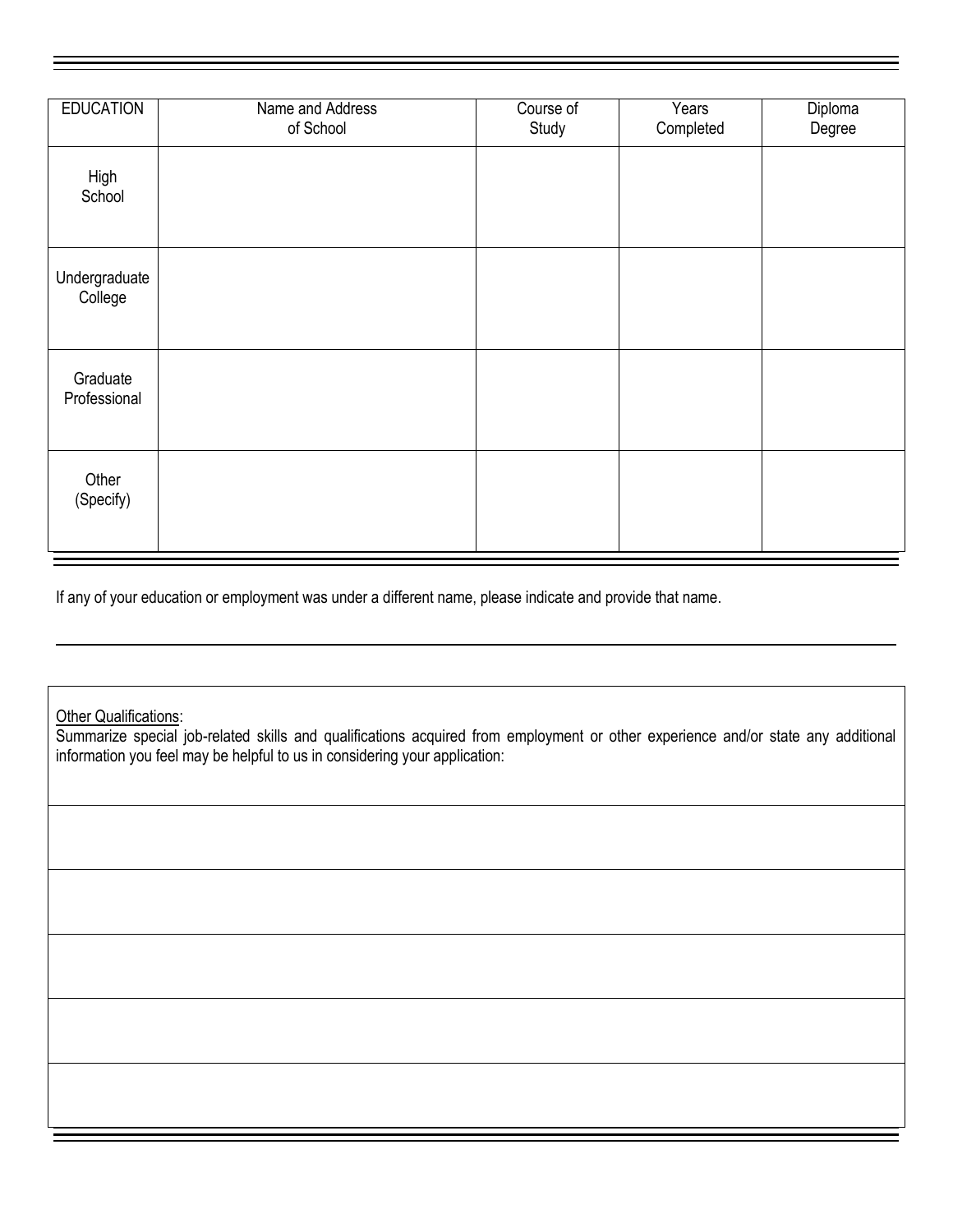| EDUCATION | Name and Address of School | Course of Study | Years Completed | Diploma Degree |
|---|---|---|---|---|
| High School | | | | |
| Undergraduate College | | | | |
| Graduate Professional | | | | |
| Other (Specify) | | | | |

If any of your education or employment was under a different name, please indicate and provide that name.

______________________________________________________________________________________________

Other Qualifications:
Summarize special job-related skills and qualifications acquired from employment or other experience and/or state any additional information you feel may be helpful to us in considering your application: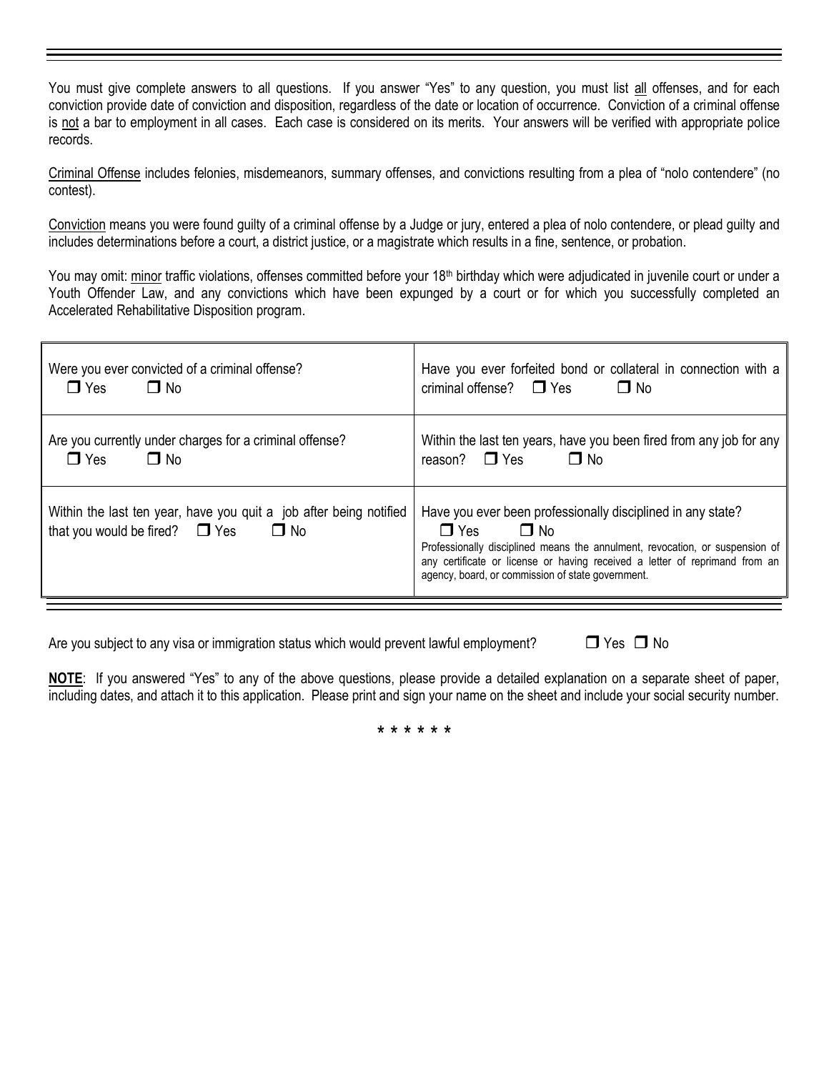You must give complete answers to all questions. If you answer "Yes" to any question, you must list all offenses, and for each conviction provide date of conviction and disposition, regardless of the date or location of occurrence. Conviction of a criminal offense is not a bar to employment in all cases. Each case is considered on its merits. Your answers will be verified with appropriate police records.

Criminal Offense includes felonies, misdemeanors, summary offenses, and convictions resulting from a plea of "nolo contendere" (no contest).

Conviction means you were found guilty of a criminal offense by a Judge or jury, entered a plea of nolo contendere, or plead guilty and includes determinations before a court, a district justice, or a magistrate which results in a fine, sentence, or probation.

You may omit: minor traffic violations, offenses committed before your 18th birthday which were adjudicated in juvenile court or under a Youth Offender Law, and any convictions which have been expunged by a court or for which you successfully completed an Accelerated Rehabilitative Disposition program.

| | |
|---|---|
| Were you ever convicted of a criminal offense?<br>❒ Yes ❒ No | Have you ever forfeited bond or collateral in connection with a criminal offense? ❒ Yes ❒ No |
| Are you currently under charges for a criminal offense?<br>❒ Yes ❒ No | Within the last ten years, have you been fired from any job for any reason? ❒ Yes ❒ No |
| Within the last ten year, have you quit a job after being notified that you would be fired? ❒ Yes ❒ No | Have you ever been professionally disciplined in any state?<br>❒ Yes ❒ No<br>Professionally disciplined means the annulment, revocation, or suspension of any certificate or license or having received a letter of reprimand from an agency, board, or commission of state government. |

Are you subject to any visa or immigration status which would prevent lawful employment? ❒ Yes ❒ No

**NOTE**: If you answered "Yes" to any of the above questions, please provide a detailed explanation on a separate sheet of paper, including dates, and attach it to this application. Please print and sign your name on the sheet and include your social security number.

\* \* \* \* \* \*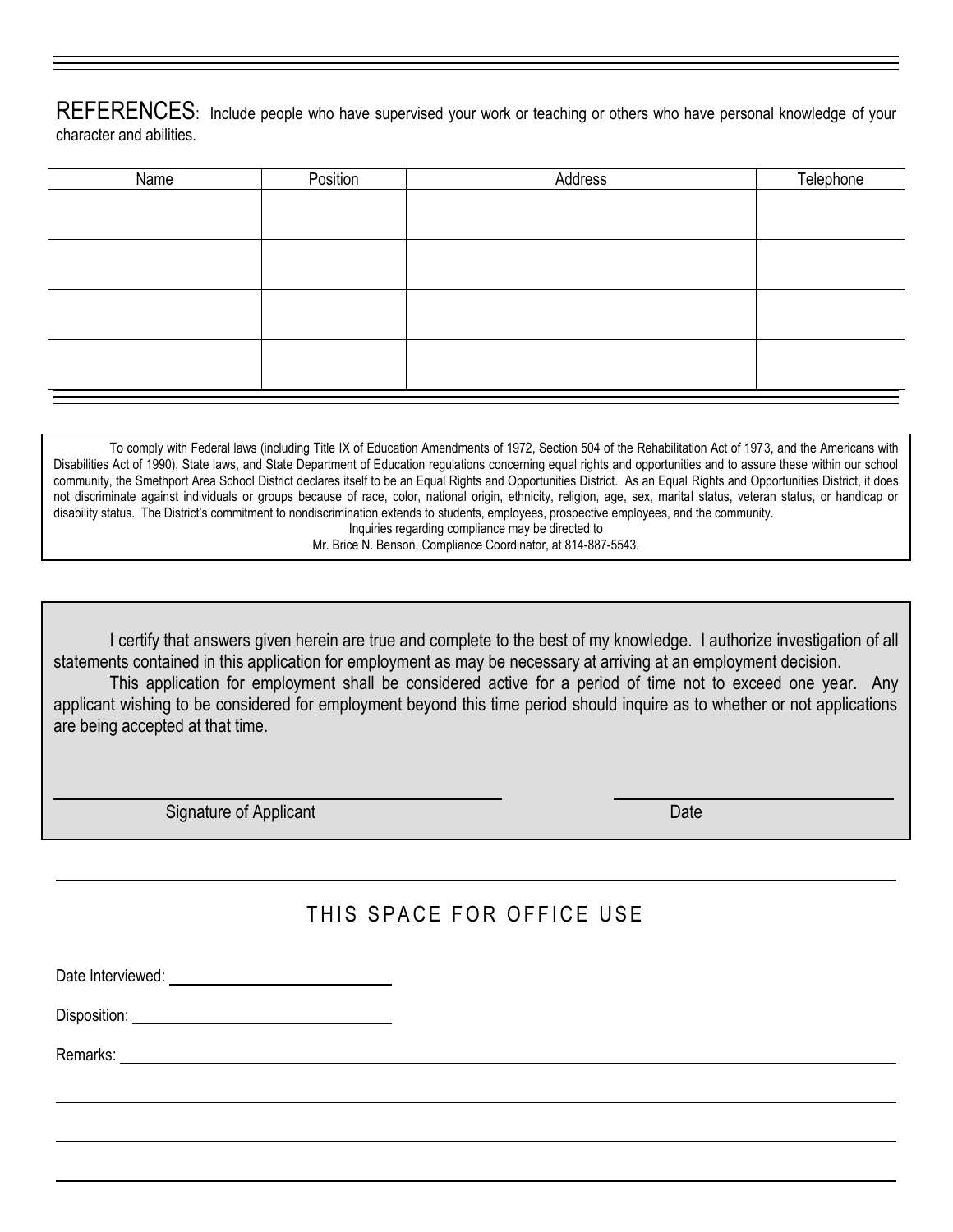## REFERENCES: Include people who have supervised your work or teaching or others who have personal knowledge of your character and abilities.

| Name | Position | Address | Telephone |
|---|---|---|---|
| | | | |
| | | | |
| | | | |
| | | | |

To comply with Federal laws (including Title IX of Education Amendments of 1972, Section 504 of the Rehabilitation Act of 1973, and the Americans with Disabilities Act of 1990), State laws, and State Department of Education regulations concerning equal rights and opportunities and to assure these within our school community, the Smethport Area School District declares itself to be an Equal Rights and Opportunities District. As an Equal Rights and Opportunities District, it does not discriminate against individuals or groups because of race, color, national origin, ethnicity, religion, age, sex, marital status, veteran status, or handicap or disability status. The District's commitment to nondiscrimination extends to students, employees, prospective employees, and the community.

Inquiries regarding compliance may be directed to
Mr. Brice N. Benson, Compliance Coordinator, at 814-887-5543.

I certify that answers given herein are true and complete to the best of my knowledge. I authorize investigation of all statements contained in this application for employment as may be necessary at arriving at an employment decision.

This application for employment shall be considered active for a period of time not to exceed one year. Any applicant wishing to be considered for employment beyond this time period should inquire as to whether or not applications are being accepted at that time.

______________________________ Signature of Applicant

______________________________ Date

## THIS SPACE FOR OFFICE USE

Date Interviewed: ______________________

Disposition: ______________________

Remarks: ______________________________________________

______________________________________________

______________________________________________

______________________________________________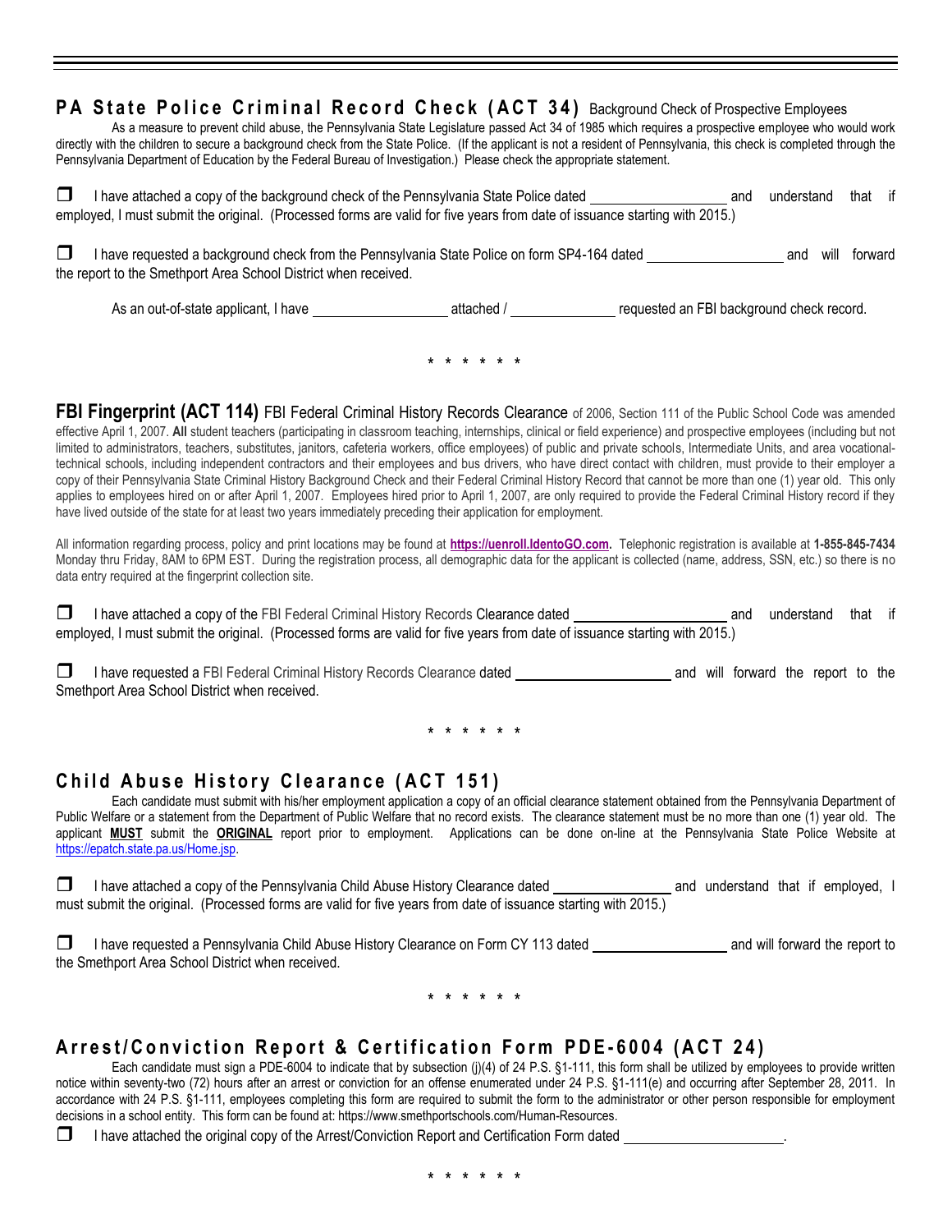## PA State Police Criminal Record Check (ACT 34) Background Check of Prospective Employees

As a measure to prevent child abuse, the Pennsylvania State Legislature passed Act 34 of 1985 which requires a prospective employee who would work directly with the children to secure a background check from the State Police. (If the applicant is not a resident of Pennsylvania, this check is completed through the Pennsylvania Department of Education by the Federal Bureau of Investigation.) Please check the appropriate statement.

❒ I have attached a copy of the background check of the Pennsylvania State Police dated __________________ and understand that if employed, I must submit the original. (Processed forms are valid for five years from date of issuance starting with 2015.)

❒ I have requested a background check from the Pennsylvania State Police on form SP4-164 dated __________________ and will forward the report to the Smethport Area School District when received.

As an out-of-state applicant, I have __________________ attached / ______________ requested an FBI background check record.

\* \* \* \* \* \* \*

**FBI Fingerprint (ACT 114)** FBI Federal Criminal History Records Clearance of 2006, Section 111 of the Public School Code was amended effective April 1, 2007. **All** student teachers (participating in classroom teaching, internships, clinical or field experience) and prospective employees (including but not limited to administrators, teachers, substitutes, janitors, cafeteria workers, office employees) of public and private schools, Intermediate Units, and area vocational-technical schools, including independent contractors and their employees and bus drivers, who have direct contact with children, must provide to their employer a copy of their Pennsylvania State Criminal History Background Check and their Federal Criminal History Record that cannot be more than one (1) year old. This only applies to employees hired on or after April 1, 2007. Employees hired prior to April 1, 2007, are only required to provide the Federal Criminal History record if they have lived outside of the state for at least two years immediately preceding their application for employment.

All information regarding process, policy and print locations may be found at **https://uenroll.IdentoGO.com.** Telephonic registration is available at **1-855-845-7434** Monday thru Friday, 8AM to 6PM EST. During the registration process, all demographic data for the applicant is collected (name, address, SSN, etc.) so there is no data entry required at the fingerprint collection site.

❒ I have attached a copy of the FBI Federal Criminal History Records Clearance dated ______________________ and understand that if employed, I must submit the original. (Processed forms are valid for five years from date of issuance starting with 2015.)

❒ I have requested a FBI Federal Criminal History Records Clearance dated ______________________ and will forward the report to the Smethport Area School District when received.

\* \* \* \* \* \* \*

## Child Abuse History Clearance (ACT 151)

Each candidate must submit with his/her employment application a copy of an official clearance statement obtained from the Pennsylvania Department of Public Welfare or a statement from the Department of Public Welfare that no record exists. The clearance statement must be no more than one (1) year old. The applicant **MUST** submit the **ORIGINAL** report prior to employment. Applications can be done on-line at the Pennsylvania State Police Website at https://epatch.state.pa.us/Home.jsp.

❒ I have attached a copy of the Pennsylvania Child Abuse History Clearance dated ________________ and understand that if employed, I must submit the original. (Processed forms are valid for five years from date of issuance starting with 2015.)

❒ I have requested a Pennsylvania Child Abuse History Clearance on Form CY 113 dated __________________ and will forward the report to the Smethport Area School District when received.

\* \* \* \* \* \* \*

## Arrest/Conviction Report & Certification Form PDE-6004 (ACT 24)

Each candidate must sign a PDE-6004 to indicate that by subsection (j)(4) of 24 P.S. §1-111, this form shall be utilized by employees to provide written notice within seventy-two (72) hours after an arrest or conviction for an offense enumerated under 24 P.S. §1-111(e) and occurring after September 28, 2011. In accordance with 24 P.S. §1-111, employees completing this form are required to submit the form to the administrator or other person responsible for employment decisions in a school entity. This form can be found at: https://www.smethportschools.com/Human-Resources.

❒ I have attached the original copy of the Arrest/Conviction Report and Certification Form dated ______________________.

\* \* \* \* \* \* \*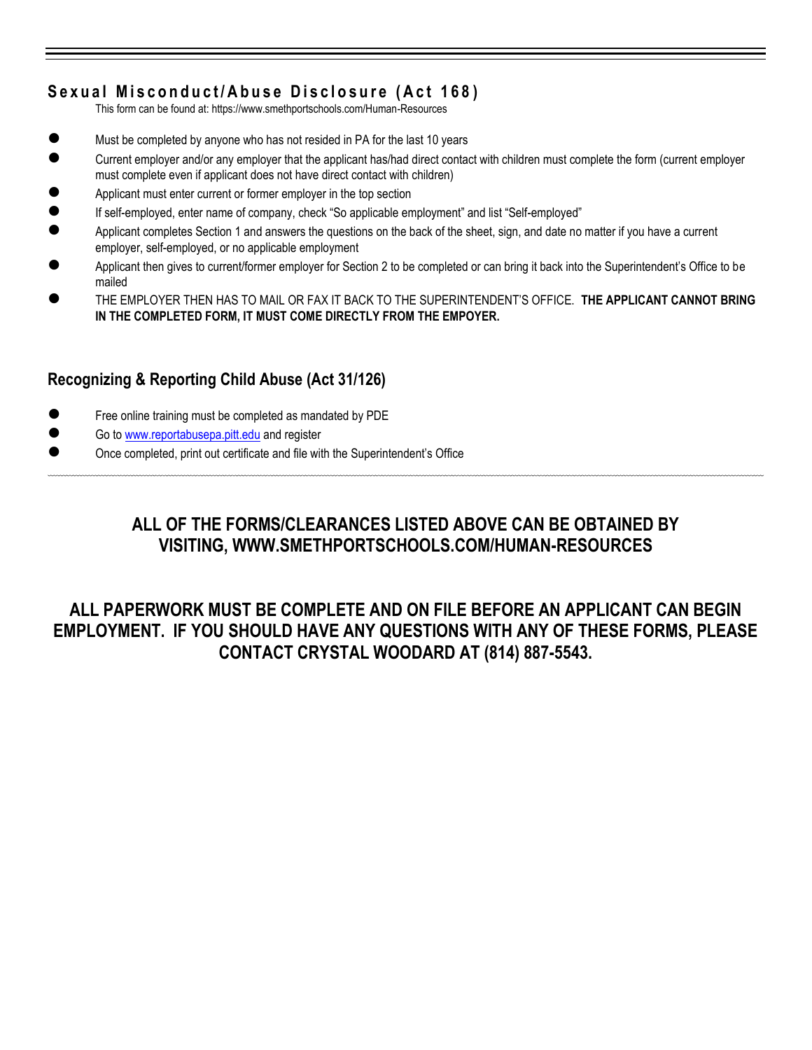## Sexual Misconduct/Abuse Disclosure (Act 168)

This form can be found at: https://www.smethportschools.com/Human-Resources

- Must be completed by anyone who has not resided in PA for the last 10 years
- Current employer and/or any employer that the applicant has/had direct contact with children must complete the form (current employer must complete even if applicant does not have direct contact with children)
- Applicant must enter current or former employer in the top section
- If self-employed, enter name of company, check "So applicable employment" and list "Self-employed"
- Applicant completes Section 1 and answers the questions on the back of the sheet, sign, and date no matter if you have a current employer, self-employed, or no applicable employment
- Applicant then gives to current/former employer for Section 2 to be completed or can bring it back into the Superintendent's Office to be mailed
- THE EMPLOYER THEN HAS TO MAIL OR FAX IT BACK TO THE SUPERINTENDENT'S OFFICE. **THE APPLICANT CANNOT BRING IN THE COMPLETED FORM, IT MUST COME DIRECTLY FROM THE EMPOYER.**

## Recognizing & Reporting Child Abuse (Act 31/126)

- Free online training must be completed as mandated by PDE
- Go to www.reportabusepa.pitt.edu and register
- Once completed, print out certificate and file with the Superintendent's Office

**ALL OF THE FORMS/CLEARANCES LISTED ABOVE CAN BE OBTAINED BY VISITING, WWW.SMETHPORTSCHOOLS.COM/HUMAN-RESOURCES**

**ALL PAPERWORK MUST BE COMPLETE AND ON FILE BEFORE AN APPLICANT CAN BEGIN EMPLOYMENT. IF YOU SHOULD HAVE ANY QUESTIONS WITH ANY OF THESE FORMS, PLEASE CONTACT CRYSTAL WOODARD AT (814) 887-5543.**